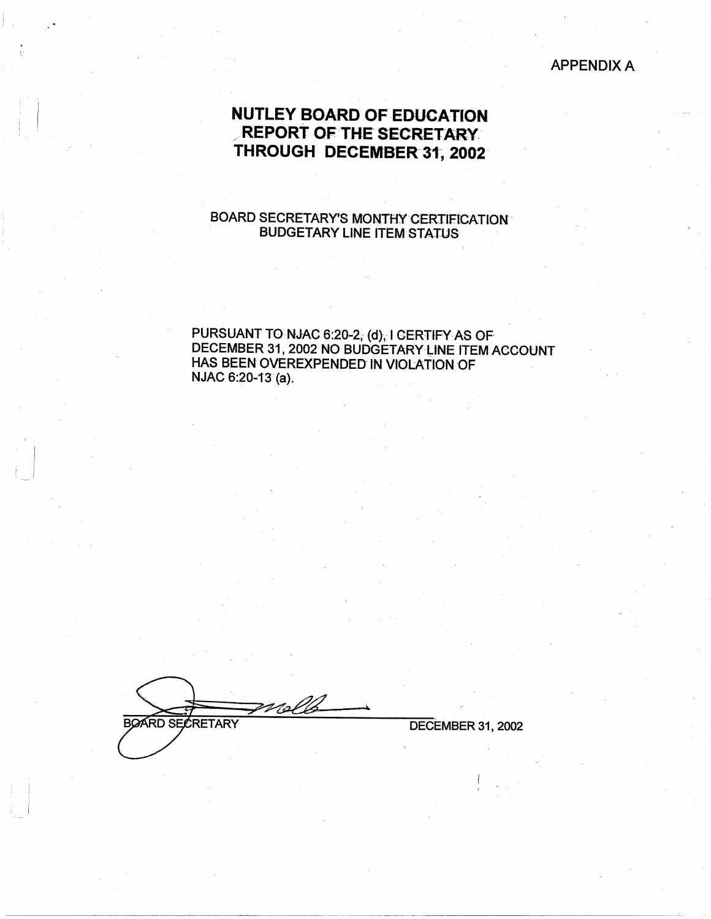APPENDIX A

# NUTLEY BOARD OF EDUCATION
# REPORT OF THE SECRETARY
# THROUGH DECEMBER 31, 2002

## BOARD SECRETARY'S MONTHY CERTIFICATION
## BUDGETARY LINE ITEM STATUS

PURSUANT TO NJAC 6:20-2, (d), I CERTIFY AS OF DECEMBER 31, 2002 NO BUDGETARY LINE ITEM ACCOUNT HAS BEEN OVEREXPENDED IN VIOLATION OF NJAC 6:20-13 (a).

BOARD SECRETARY DECEMBER 31, 2002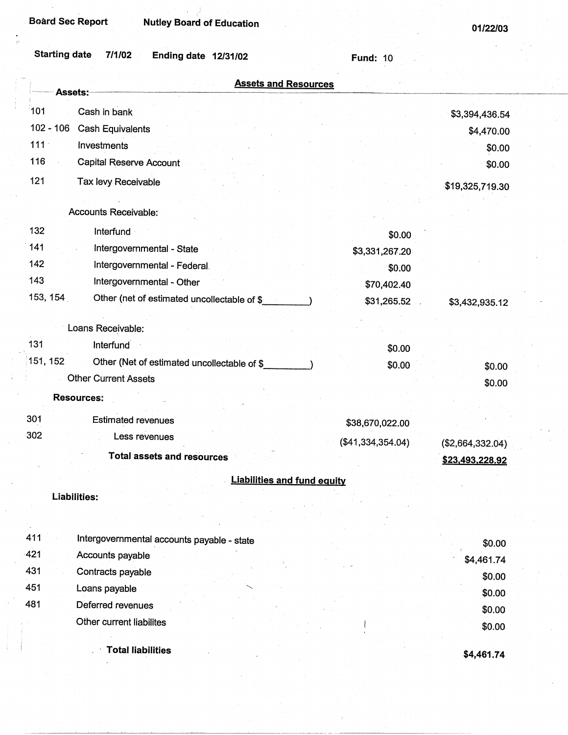Board Sec Report | Nutley Board of Education | 01/22/03

Starting date 7/1/02 | Ending date 12/31/02 | Fund: 10

## Assets and Resources

| | | | |
|---|---|---|---|
| **Assets:** | | | |
| 101 | Cash in bank | | $3,394,436.54 |
| 102 - 106 | Cash Equivalents | | $4,470.00 |
| 111 | Investments | | $0.00 |
| 116 | Capital Reserve Account | | $0.00 |
| 121 | Tax levy Receivable | | $19,325,719.30 |
| | Accounts Receivable: | | |
| 132 | Interfund | $0.00 | |
| 141 | Intergovernmental - State | $3,331,267.20 | |
| 142 | Intergovernmental - Federal | $0.00 | |
| 143 | Intergovernmental - Other | $70,402.40 | |
| 153, 154 | Other (net of estimated uncollectable of $_________) | $31,265.52 | $3,432,935.12 |
| | Loans Receivable: | | |
| 131 | Interfund | $0.00 | |
| 151, 152 | Other (Net of estimated uncollectable of $_________) | $0.00 | $0.00 |
| | Other Current Assets | | $0.00 |
| **Resources:** | | | |
| 301 | Estimated revenues | $38,670,022.00 | |
| 302 | Less revenues | ($41,334,354.04) | ($2,664,332.04) |
| | **Total assets and resources** | | **$23,493,228.92** |

## Liabilities and fund equity

| | | |
|---|---|---|
| **Liabilities:** | | |
| 411 | Intergovernmental accounts payable - state | $0.00 |
| 421 | Accounts payable | $4,461.74 |
| 431 | Contracts payable | $0.00 |
| 451 | Loans payable | $0.00 |
| 481 | Deferred revenues | $0.00 |
| | Other current liabilites | $0.00 |
| | **Total liabilities** | **$4,461.74** |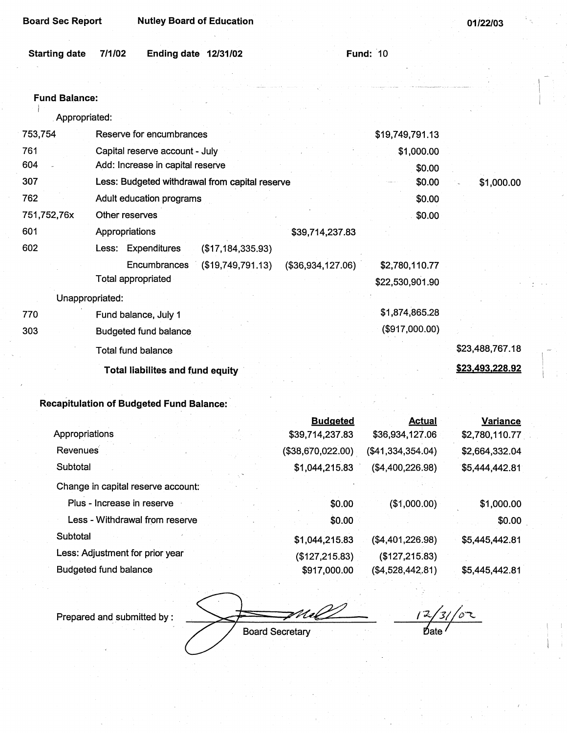Board Sec Report | Nutley Board of Education | 01/22/03

Starting date 7/1/02 | Ending date 12/31/02 | Fund: 10

**Fund Balance:**

| | | | | | |
|---|---|---|---|---|---|
| | Appropriated: | | | | |
| 753,754 | Reserve for encumbrances | | | $19,749,791.13 | |
| 761 | Capital reserve account - July | | | $1,000.00 | |
| 604 | Add: Increase in capital reserve | | | $0.00 | |
| 307 | Less: Budgeted withdrawal from capital reserve | | | $0.00 | $1,000.00 |
| 762 | Adult education programs | | | $0.00 | |
| 751,752,76x | Other reserves | | | $0.00 | |
| 601 | Appropriations | | $39,714,237.83 | | |
| 602 | Less: Expenditures | ($17,184,335.93) | | | |
| | Encumbrances | ($19,749,791.13) | ($36,934,127.06) | $2,780,110.77 | |
| | Total appropriated | | | $22,530,901.90 | |
| | Unappropriated: | | | | |
| 770 | Fund balance, July 1 | | | $1,874,865.28 | |
| 303 | Budgeted fund balance | | | ($917,000.00) | |
| | Total fund balance | | | | $23,488,767.18 |
| | **Total liabilites and fund equity** | | | | **$23,493,228.92** |

**Recapitulation of Budgeted Fund Balance:**

| | Budgeted | Actual | Variance |
|---|---|---|---|
| Appropriations | $39,714,237.83 | $36,934,127.06 | $2,780,110.77 |
| Revenues | ($38,670,022.00) | ($41,334,354.04) | $2,664,332.04 |
| Subtotal | $1,044,215.83 | ($4,400,226.98) | $5,444,442.81 |
| Change in capital reserve account: | | | |
| Plus - Increase in reserve | $0.00 | ($1,000.00) | $1,000.00 |
| Less - Withdrawal from reserve | $0.00 | | $0.00 |
| Subtotal | $1,044,215.83 | ($4,401,226.98) | $5,445,442.81 |
| Less: Adjustment for prior year | ($127,215.83) | ($127,215.83) | |
| Budgeted fund balance | $917,000.00 | ($4,528,442.81) | $5,445,442.81 |

Prepared and submitted by : ____________________ Board Secretary    12/31/02 Date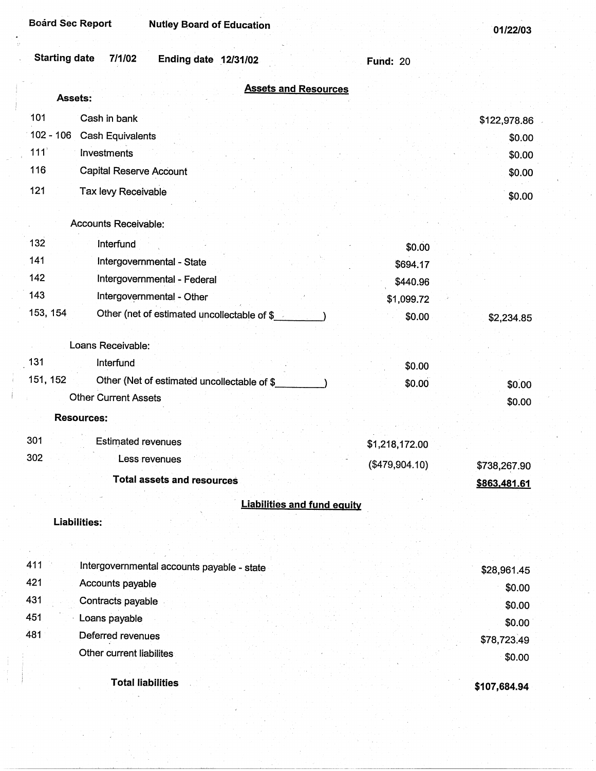Board Sec Report    Nutley Board of Education    01/22/03

Starting date 7/1/02    Ending date 12/31/02    Fund: 20

## Assets and Resources

| | | | |
|---|---|---|---|
| **Assets:** | | | |
| 101 | Cash in bank | | $122,978.86 |
| 102 - 106 | Cash Equivalents | | $0.00 |
| 111 | Investments | | $0.00 |
| 116 | Capital Reserve Account | | $0.00 |
| 121 | Tax levy Receivable | | $0.00 |
| | Accounts Receivable: | | |
| 132 | Interfund | $0.00 | |
| 141 | Intergovernmental - State | $694.17 | |
| 142 | Intergovernmental - Federal | $440.96 | |
| 143 | Intergovernmental - Other | $1,099.72 | |
| 153, 154 | Other (net of estimated uncollectable of $________) | $0.00 | $2,234.85 |
| | Loans Receivable: | | |
| 131 | Interfund | $0.00 | |
| 151, 152 | Other (Net of estimated uncollectable of $________) | $0.00 | $0.00 |
| | Other Current Assets | | $0.00 |
| **Resources:** | | | |
| 301 | Estimated revenues | $1,218,172.00 | |
| 302 | Less revenues | ($479,904.10) | $738,267.90 |
| | **Total assets and resources** | | **$863,481.61** |

## Liabilities and fund equity

| | | |
|---|---|---|
| **Liabilities:** | | |
| 411 | Intergovernmental accounts payable - state | $28,961.45 |
| 421 | Accounts payable | $0.00 |
| 431 | Contracts payable | $0.00 |
| 451 | Loans payable | $0.00 |
| 481 | Deferred revenues | $78,723.49 |
| | Other current liabilites | $0.00 |
| | **Total liabilities** | **$107,684.94** |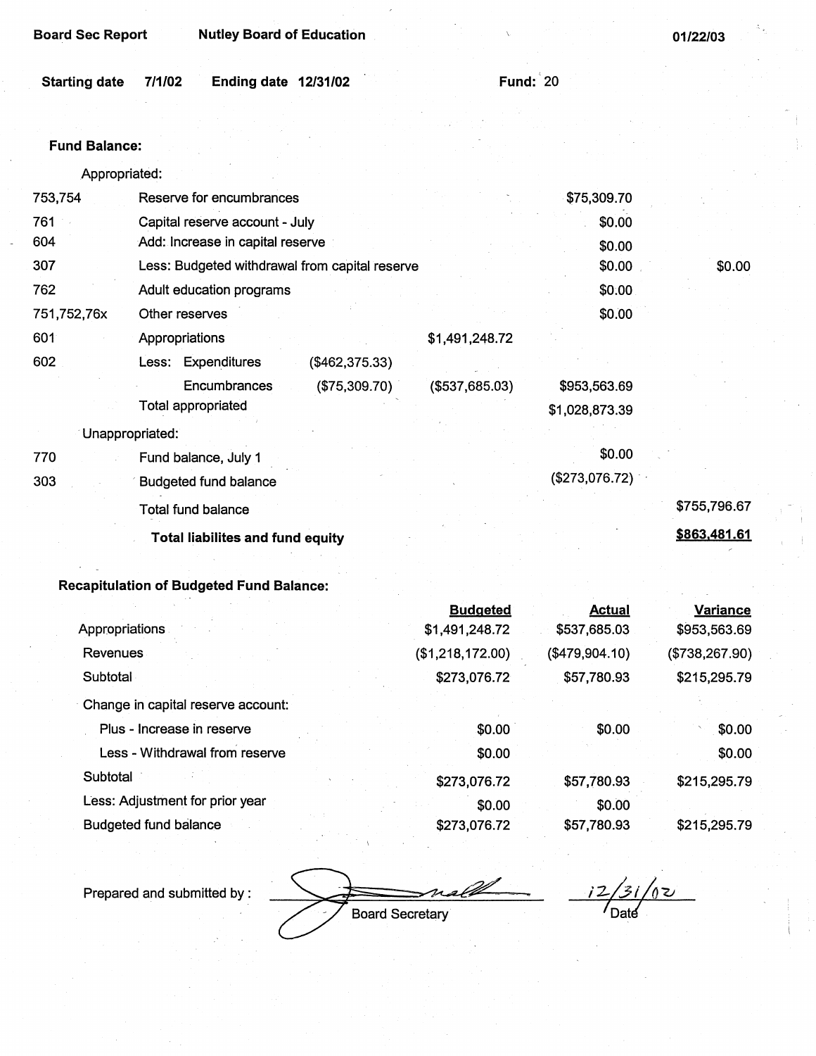Board Sec Report    Nutley Board of Education    01/22/03

Starting date 7/1/02    Ending date 12/31/02    Fund: 20

**Fund Balance:**

| | | | | | |
|---|---|---|---|---|---|
| | Appropriated: | | | | |
| 753,754 | Reserve for encumbrances | | | $75,309.70 | |
| 761 | Capital reserve account - July | | | $0.00 | |
| 604 | Add: Increase in capital reserve | | | $0.00 | |
| 307 | Less: Budgeted withdrawal from capital reserve | | | $0.00 | $0.00 |
| 762 | Adult education programs | | | $0.00 | |
| 751,752,76x | Other reserves | | | $0.00 | |
| 601 | Appropriations | | $1,491,248.72 | | |
| 602 | Less: Expenditures | ($462,375.33) | | | |
| | Encumbrances | ($75,309.70) | ($537,685.03) | $953,563.69 | |
| | Total appropriated | | | $1,028,873.39 | |
| | Unappropriated: | | | | |
| 770 | Fund balance, July 1 | | | $0.00 | |
| 303 | Budgeted fund balance | | | ($273,076.72) | |
| | Total fund balance | | | | $755,796.67 |
| | **Total liabilites and fund equity** | | | | **$863,481.61** |

**Recapitulation of Budgeted Fund Balance:**

| | Budgeted | Actual | Variance |
|---|---|---|---|
| Appropriations | $1,491,248.72 | $537,685.03 | $953,563.69 |
| Revenues | ($1,218,172.00) | ($479,904.10) | ($738,267.90) |
| Subtotal | $273,076.72 | $57,780.93 | $215,295.79 |
| Change in capital reserve account: | | | |
| Plus - Increase in reserve | $0.00 | $0.00 | $0.00 |
| Less - Withdrawal from reserve | $0.00 | | $0.00 |
| Subtotal | $273,076.72 | $57,780.93 | $215,295.79 |
| Less: Adjustment for prior year | $0.00 | $0.00 | |
| Budgeted fund balance | $273,076.72 | $57,780.93 | $215,295.79 |

Prepared and submitted by : ____________________ Board Secretary    12/31/02 Date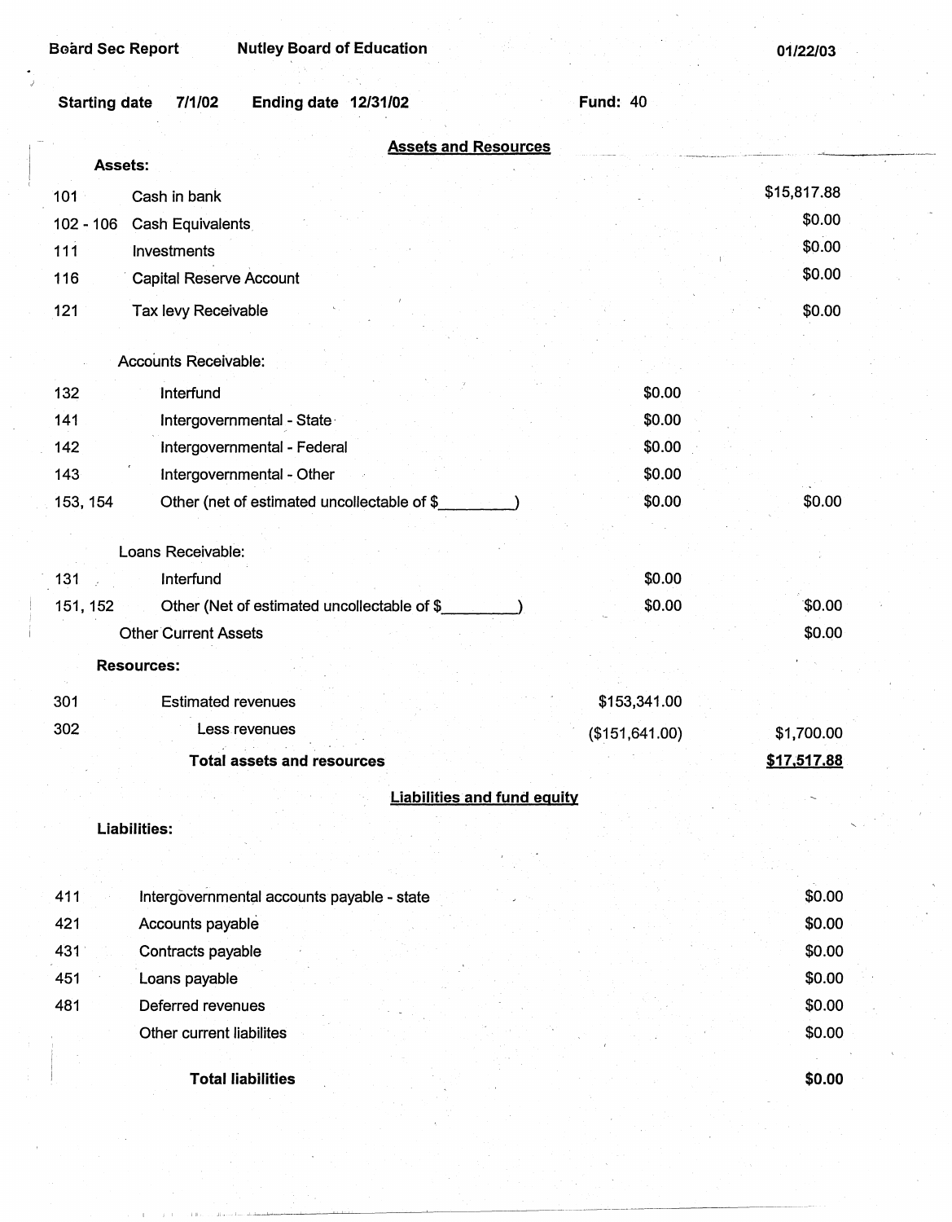Board Sec Report Nutley Board of Education 01/22/03

Starting date 7/1/02 Ending date 12/31/02 Fund: 40

## Assets and Resources

| | | | |
|---|---|---|---|
| **Assets:** | | | |
| 101 | Cash in bank | | $15,817.88 |
| 102 - 106 | Cash Equivalents | | $0.00 |
| 111 | Investments | | $0.00 |
| 116 | Capital Reserve Account | | $0.00 |
| 121 | Tax levy Receivable | | $0.00 |
| | Accounts Receivable: | | |
| 132 | Interfund | $0.00 | |
| 141 | Intergovernmental - State | $0.00 | |
| 142 | Intergovernmental - Federal | $0.00 | |
| 143 | Intergovernmental - Other | $0.00 | |
| 153, 154 | Other (net of estimated uncollectable of $_________) | $0.00 | $0.00 |
| | Loans Receivable: | | |
| 131 | Interfund | $0.00 | |
| 151, 152 | Other (Net of estimated uncollectable of $_________) | $0.00 | $0.00 |
| | Other Current Assets | | $0.00 |
| **Resources:** | | | |
| 301 | Estimated revenues | $153,341.00 | |
| 302 | Less revenues | ($151,641.00) | $1,700.00 |
| | **Total assets and resources** | | **$17,517.88** |

## Liabilities and fund equity

| | | |
|---|---|---|
| **Liabilities:** | | |
| 411 | Intergovernmental accounts payable - state | $0.00 |
| 421 | Accounts payable | $0.00 |
| 431 | Contracts payable | $0.00 |
| 451 | Loans payable | $0.00 |
| 481 | Deferred revenues | $0.00 |
| | Other current liabilites | $0.00 |
| | **Total liabilities** | **$0.00** |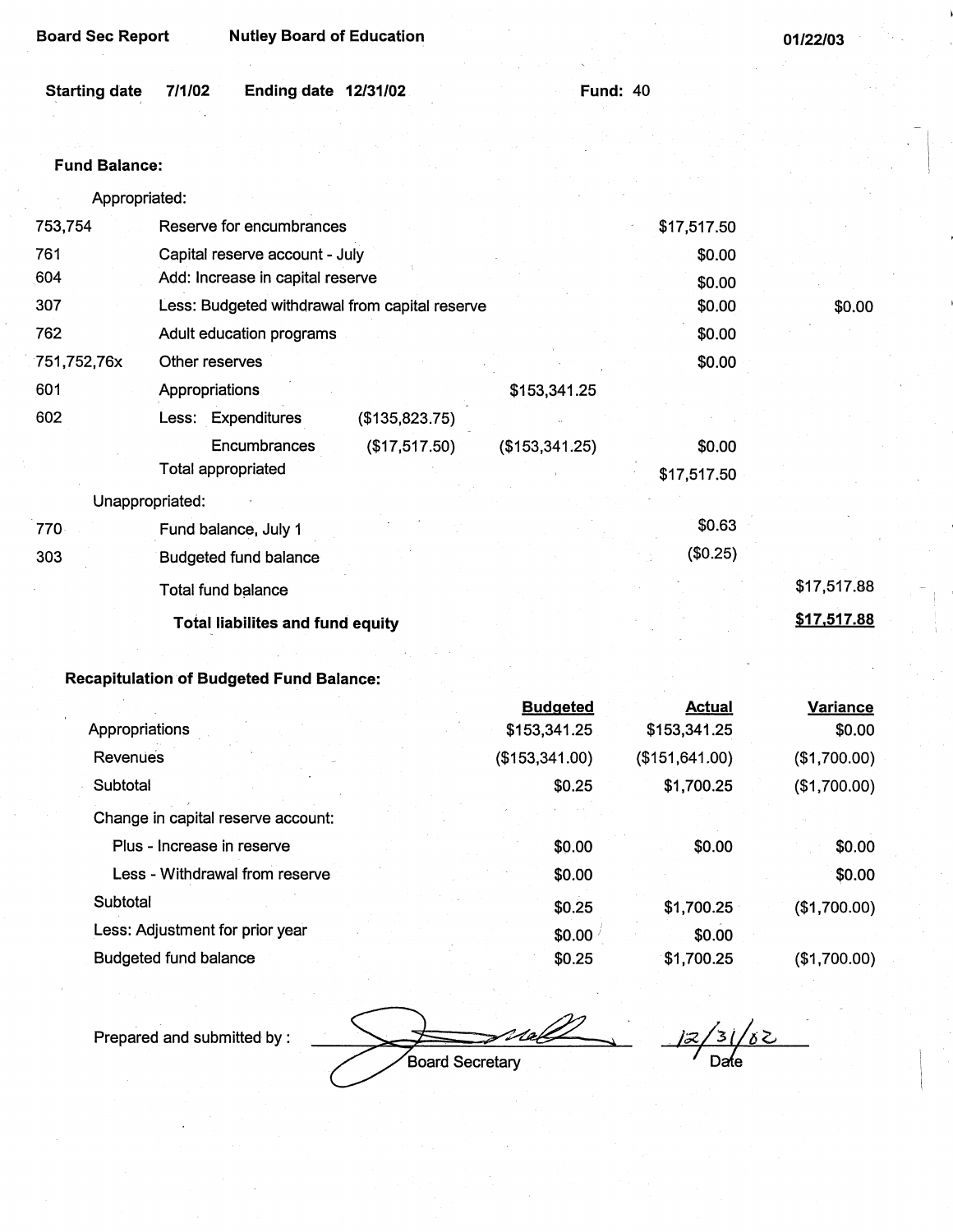Board Sec Report    Nutley Board of Education    01/22/03

Starting date 7/1/02    Ending date 12/31/02    Fund: 40

**Fund Balance:**

| | | | | | |
|---|---|---|---|---|---|
| | Appropriated: | | | | |
| 753,754 | Reserve for encumbrances | | | $17,517.50 | |
| 761 | Capital reserve account - July | | | $0.00 | |
| 604 | Add: Increase in capital reserve | | | $0.00 | |
| 307 | Less: Budgeted withdrawal from capital reserve | | | $0.00 | $0.00 |
| 762 | Adult education programs | | | $0.00 | |
| 751,752,76x | Other reserves | | | $0.00 | |
| 601 | Appropriations | | $153,341.25 | | |
| 602 | Less: Expenditures | ($135,823.75) | | | |
| | Encumbrances | ($17,517.50) | ($153,341.25) | $0.00 | |
| | Total appropriated | | | $17,517.50 | |
| | Unappropriated: | | | | |
| 770 | Fund balance, July 1 | | | $0.63 | |
| 303 | Budgeted fund balance | | | ($0.25) | |
| | Total fund balance | | | | $17,517.88 |
| | **Total liabilites and fund equity** | | | | **$17,517.88** |

**Recapitulation of Budgeted Fund Balance:**

| | Budgeted | Actual | Variance |
|---|---|---|---|
| Appropriations | $153,341.25 | $153,341.25 | $0.00 |
| Revenues | ($153,341.00) | ($151,641.00) | ($1,700.00) |
| Subtotal | $0.25 | $1,700.25 | ($1,700.00) |
| Change in capital reserve account: | | | |
| Plus - Increase in reserve | $0.00 | $0.00 | $0.00 |
| Less - Withdrawal from reserve | $0.00 | | $0.00 |
| Subtotal | $0.25 | $1,700.25 | ($1,700.00) |
| Less: Adjustment for prior year | $0.00 | $0.00 | |
| Budgeted fund balance | $0.25 | $1,700.25 | ($1,700.00) |

Prepared and submitted by : ____________________ Board Secretary    12/31/02 Date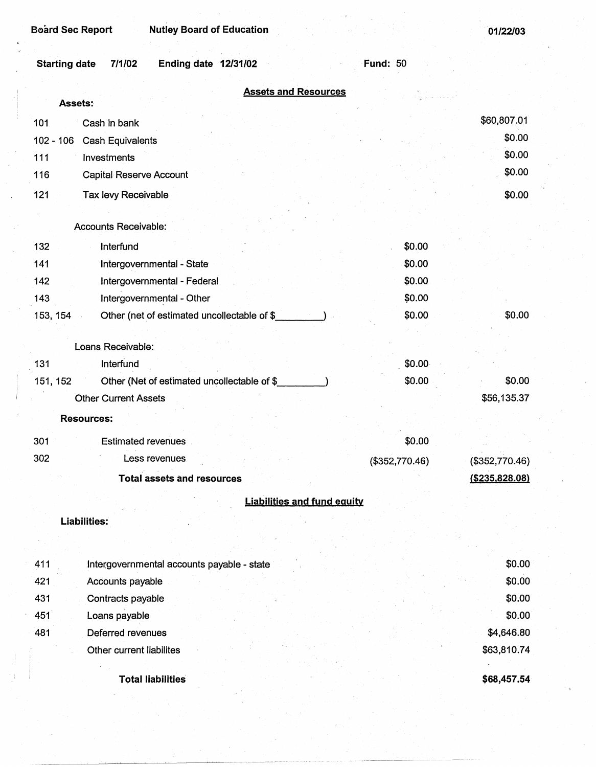Board Sec Report | Nutley Board of Education | 01/22/03

Starting date 7/1/02 Ending date 12/31/02 Fund: 50

## Assets and Resources

| | | | |
|---|---|---|---|
| **Assets:** | | | |
| 101 | Cash in bank | | $60,807.01 |
| 102 - 106 | Cash Equivalents | | $0.00 |
| 111 | Investments | | $0.00 |
| 116 | Capital Reserve Account | | $0.00 |
| 121 | Tax levy Receivable | | $0.00 |
| | Accounts Receivable: | | |
| 132 | Interfund | $0.00 | |
| 141 | Intergovernmental - State | $0.00 | |
| 142 | Intergovernmental - Federal | $0.00 | |
| 143 | Intergovernmental - Other | $0.00 | |
| 153, 154 | Other (net of estimated uncollectable of $_________) | $0.00 | $0.00 |
| | Loans Receivable: | | |
| 131 | Interfund | $0.00 | |
| 151, 152 | Other (Net of estimated uncollectable of $_________) | $0.00 | $0.00 |
| | Other Current Assets | | $56,135.37 |
| **Resources:** | | | |
| 301 | Estimated revenues | $0.00 | |
| 302 | Less revenues | ($352,770.46) | ($352,770.46) |
| | **Total assets and resources** | | **($235,828.08)** |

## Liabilities and fund equity

| | | |
|---|---|---|
| **Liabilities:** | | |
| 411 | Intergovernmental accounts payable - state | $0.00 |
| 421 | Accounts payable | $0.00 |
| 431 | Contracts payable | $0.00 |
| 451 | Loans payable | $0.00 |
| 481 | Deferred revenues | $4,646.80 |
| | Other current liabilites | $63,810.74 |
| | **Total liabilities** | **$68,457.54** |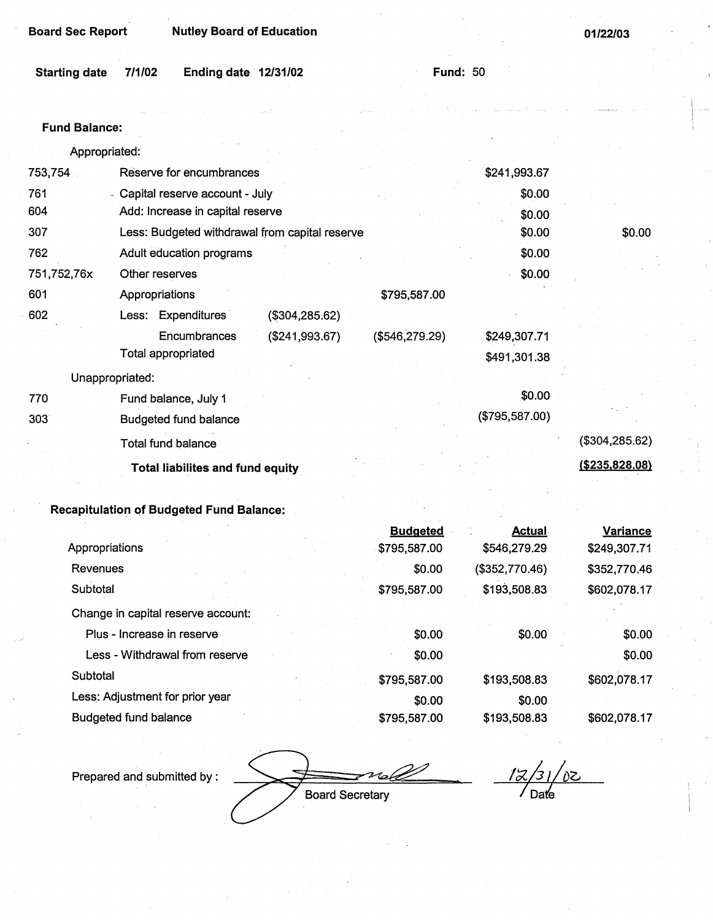Board Sec Report | Nutley Board of Education | 01/22/03

**Starting date** 7/1/02 **Ending date** 12/31/02 **Fund:** 50

**Fund Balance:**

| | | | | | |
|---|---|---|---|---|---|
| | Appropriated: | | | | |
| 753,754 | Reserve for encumbrances | | | $241,993.67 | |
| 761 | Capital reserve account - July | | | $0.00 | |
| 604 | Add: Increase in capital reserve | | | $0.00 | |
| 307 | Less: Budgeted withdrawal from capital reserve | | | $0.00 | $0.00 |
| 762 | Adult education programs | | | $0.00 | |
| 751,752,76x | Other reserves | | | $0.00 | |
| 601 | Appropriations | | $795,587.00 | | |
| 602 | Less: Expenditures | ($304,285.62) | | | |
| | Encumbrances | ($241,993.67) | ($546,279.29) | $249,307.71 | |
| | Total appropriated | | | $491,301.38 | |
| | Unappropriated: | | | | |
| 770 | Fund balance, July 1 | | | $0.00 | |
| 303 | Budgeted fund balance | | | ($795,587.00) | |
| | Total fund balance | | | | ($304,285.62) |
| | **Total liabilites and fund equity** | | | | **($235,828.08)** |

**Recapitulation of Budgeted Fund Balance:**

| | Budgeted | Actual | Variance |
|---|---|---|---|
| Appropriations | $795,587.00 | $546,279.29 | $249,307.71 |
| Revenues | $0.00 | ($352,770.46) | $352,770.46 |
| Subtotal | $795,587.00 | $193,508.83 | $602,078.17 |
| Change in capital reserve account: | | | |
| Plus - Increase in reserve | $0.00 | $0.00 | $0.00 |
| Less - Withdrawal from reserve | $0.00 | | $0.00 |
| Subtotal | $795,587.00 | $193,508.83 | $602,078.17 |
| Less: Adjustment for prior year | $0.00 | $0.00 | |
| Budgeted fund balance | $795,587.00 | $193,508.83 | $602,078.17 |

Prepared and submitted by : _______________ Board Secretary    12/31/02 Date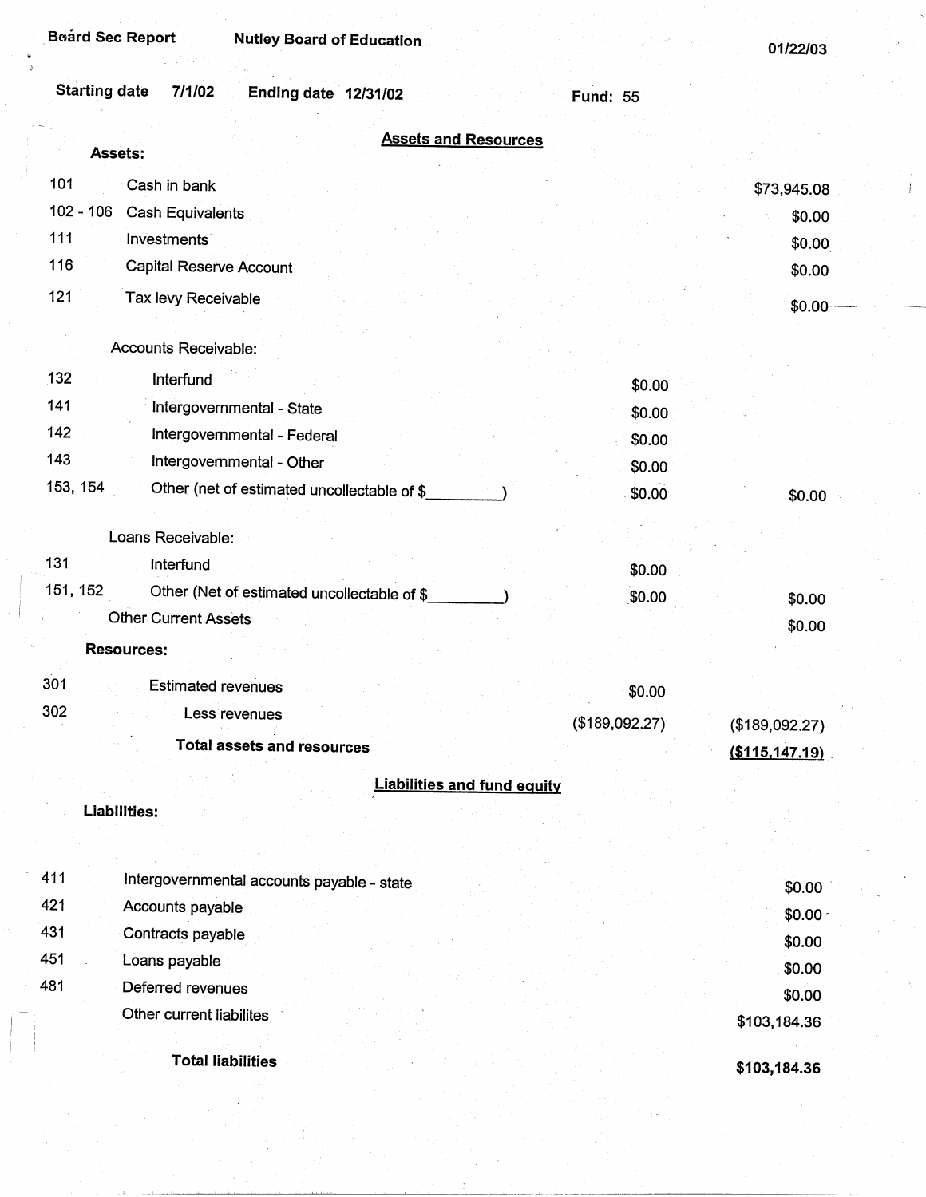Board Sec Report | Nutley Board of Education | 01/22/03

Starting date 7/1/02 | Ending date 12/31/02 | Fund: 55

## Assets and Resources

| | | | |
|---|---|---|---|
| **Assets:** | | | |
| 101 | Cash in bank | | $73,945.08 |
| 102 - 106 | Cash Equivalents | | $0.00 |
| 111 | Investments | | $0.00 |
| 116 | Capital Reserve Account | | $0.00 |
| 121 | Tax levy Receivable | | $0.00 |
| | Accounts Receivable: | | |
| 132 | Interfund | $0.00 | |
| 141 | Intergovernmental - State | $0.00 | |
| 142 | Intergovernmental - Federal | $0.00 | |
| 143 | Intergovernmental - Other | $0.00 | |
| 153, 154 | Other (net of estimated uncollectable of $_________) | $0.00 | $0.00 |
| | Loans Receivable: | | |
| 131 | Interfund | $0.00 | |
| 151, 152 | Other (Net of estimated uncollectable of $_________) | $0.00 | $0.00 |
| | Other Current Assets | | $0.00 |
| **Resources:** | | | |
| 301 | Estimated revenues | $0.00 | |
| 302 | Less revenues | ($189,092.27) | ($189,092.27) |
| | **Total assets and resources** | | **($115,147.19)** |

## Liabilities and fund equity

| | | |
|---|---|---|
| **Liabilities:** | | |
| 411 | Intergovernmental accounts payable - state | $0.00 |
| 421 | Accounts payable | $0.00 |
| 431 | Contracts payable | $0.00 |
| 451 | Loans payable | $0.00 |
| 481 | Deferred revenues | $0.00 |
| | Other current liabilites | $103,184.36 |
| | **Total liabilities** | **$103,184.36** |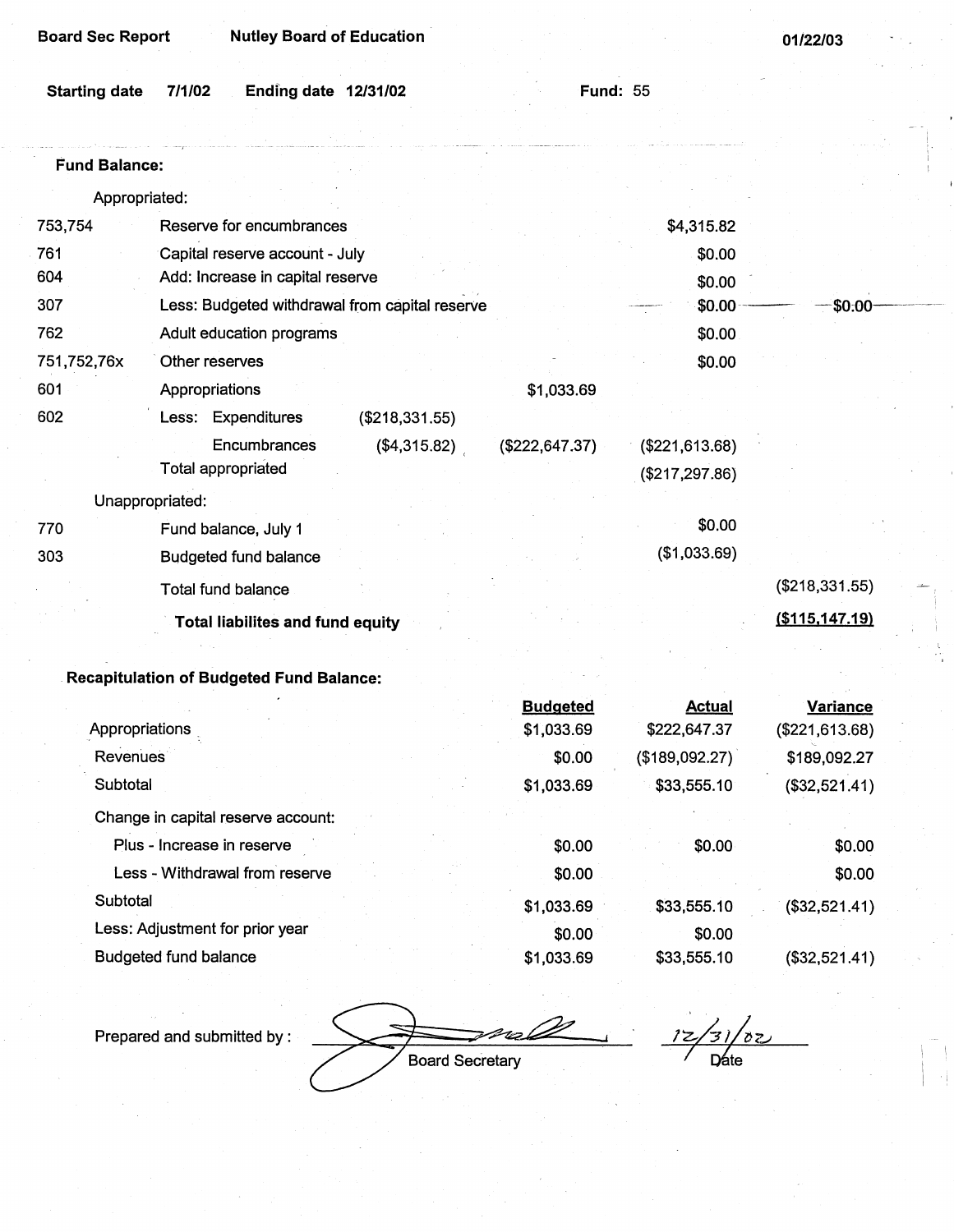Board Sec Report | Nutley Board of Education | 01/22/03

Starting date 7/1/02 | Ending date 12/31/02 | Fund: 55

**Fund Balance:**

| | | | | | |
|---|---|---|---|---|---|
| | Appropriated: | | | | |
| 753,754 | Reserve for encumbrances | | | $4,315.82 | |
| 761 | Capital reserve account - July | | | $0.00 | |
| 604 | Add: Increase in capital reserve | | | $0.00 | |
| 307 | Less: Budgeted withdrawal from capital reserve | | | $0.00 | $0.00 |
| 762 | Adult education programs | | | $0.00 | |
| 751,752,76x | Other reserves | | | $0.00 | |
| 601 | Appropriations | | $1,033.69 | | |
| 602 | Less: Expenditures | ($218,331.55) | | | |
| | Encumbrances | ($4,315.82) | ($222,647.37) | ($221,613.68) | |
| | Total appropriated | | | ($217,297.86) | |
| | Unappropriated: | | | | |
| 770 | Fund balance, July 1 | | | $0.00 | |
| 303 | Budgeted fund balance | | | ($1,033.69) | |
| | Total fund balance | | | | ($218,331.55) |
| | **Total liabilites and fund equity** | | | | **($115,147.19)** |

**Recapitulation of Budgeted Fund Balance:**

| | Budgeted | Actual | Variance |
|---|---|---|---|
| Appropriations | $1,033.69 | $222,647.37 | ($221,613.68) |
| Revenues | $0.00 | ($189,092.27) | $189,092.27 |
| Subtotal | $1,033.69 | $33,555.10 | ($32,521.41) |
| Change in capital reserve account: | | | |
| Plus - Increase in reserve | $0.00 | $0.00 | $0.00 |
| Less - Withdrawal from reserve | $0.00 | | $0.00 |
| Subtotal | $1,033.69 | $33,555.10 | ($32,521.41) |
| Less: Adjustment for prior year | $0.00 | $0.00 | |
| Budgeted fund balance | $1,033.69 | $33,555.10 | ($32,521.41) |

Prepared and submitted by : ____________________ Board Secretary    12/31/02 Date